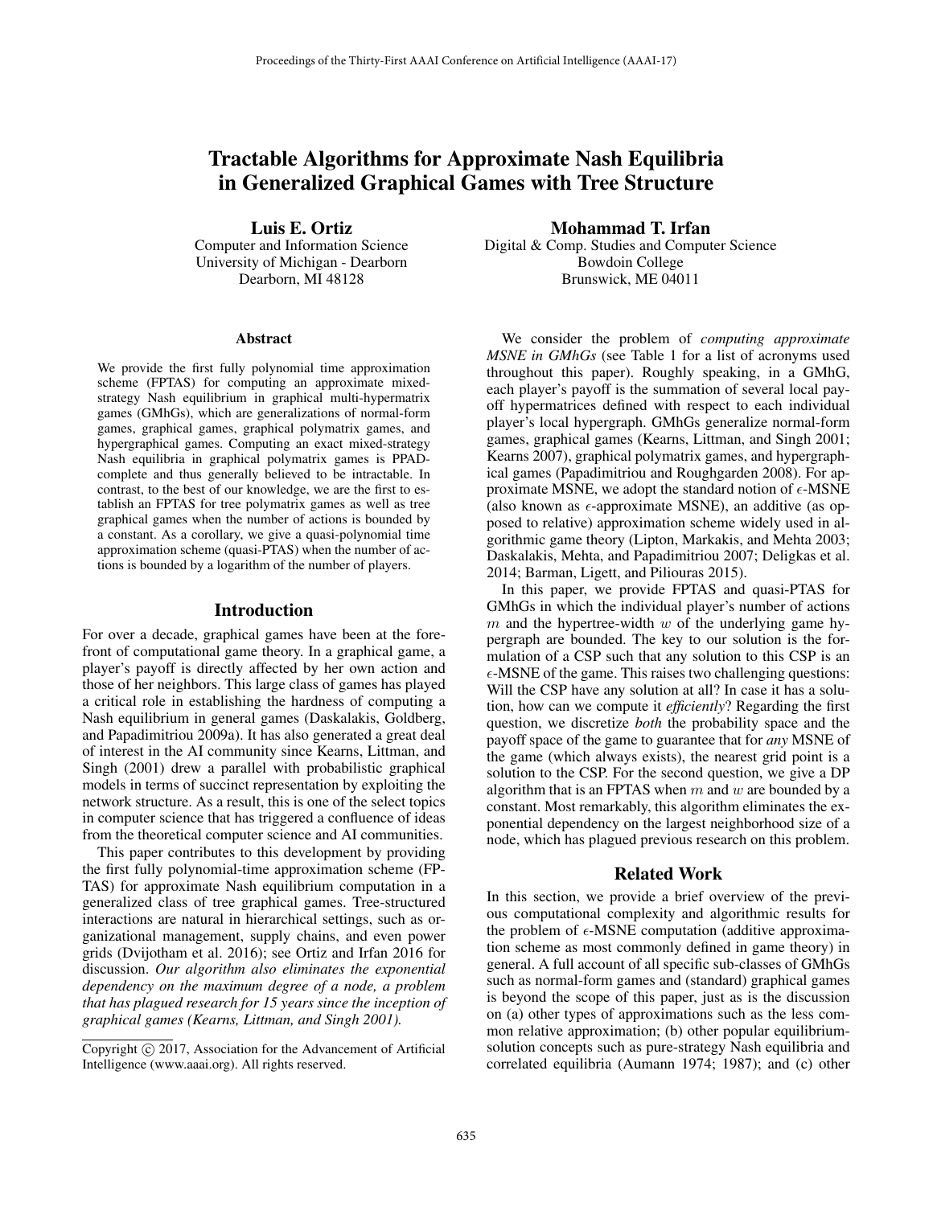# Tractable Algorithms for Approximate Nash Equilibria in Generalized Graphical Games with Tree Structure

**Luis E. Ortiz**
Computer and Information Science
University of Michigan - Dearborn
Dearborn, MI 48128

**Mohammad T. Irfan**
Digital & Comp. Studies and Computer Science
Bowdoin College
Brunswick, ME 04011

### Abstract

We provide the first fully polynomial time approximation scheme (FPTAS) for computing an approximate mixed-strategy Nash equilibrium in graphical multi-hypermatrix games (GMhGs), which are generalizations of normal-form games, graphical games, graphical polymatrix games, and hypergraphical games. Computing an exact mixed-strategy Nash equilibria in graphical polymatrix games is PPAD-complete and thus generally believed to be intractable. In contrast, to the best of our knowledge, we are the first to establish an FPTAS for tree polymatrix games as well as tree graphical games when the number of actions is bounded by a constant. As a corollary, we give a quasi-polynomial time approximation scheme (quasi-PTAS) when the number of actions is bounded by a logarithm of the number of players.

## Introduction

For over a decade, graphical games have been at the forefront of computational game theory. In a graphical game, a player's payoff is directly affected by her own action and those of her neighbors. This large class of games has played a critical role in establishing the hardness of computing a Nash equilibrium in general games (Daskalakis, Goldberg, and Papadimitriou 2009a). It has also generated a great deal of interest in the AI community since Kearns, Littman, and Singh (2001) drew a parallel with probabilistic graphical models in terms of succinct representation by exploiting the network structure. As a result, this is one of the select topics in computer science that has triggered a confluence of ideas from the theoretical computer science and AI communities.

This paper contributes to this development by providing the first fully polynomial-time approximation scheme (FPTAS) for approximate Nash equilibrium computation in a generalized class of tree graphical games. Tree-structured interactions are natural in hierarchical settings, such as organizational management, supply chains, and even power grids (Dvijotham et al. 2016); see Ortiz and Irfan 2016 for discussion. *Our algorithm also eliminates the exponential dependency on the maximum degree of a node, a problem that has plagued research for 15 years since the inception of graphical games (Kearns, Littman, and Singh 2001).*

Copyright © 2017, Association for the Advancement of Artificial Intelligence (www.aaai.org). All rights reserved.

We consider the problem of *computing approximate MSNE in GMhGs* (see Table 1 for a list of acronyms used throughout this paper). Roughly speaking, in a GMhG, each player's payoff is the summation of several local payoff hypermatrices defined with respect to each individual player's local hypergraph. GMhGs generalize normal-form games, graphical games (Kearns, Littman, and Singh 2001; Kearns 2007), graphical polymatrix games, and hypergraphical games (Papadimitriou and Roughgarden 2008). For approximate MSNE, we adopt the standard notion of $\epsilon$-MSNE (also known as $\epsilon$-approximate MSNE), an additive (as opposed to relative) approximation scheme widely used in algorithmic game theory (Lipton, Markakis, and Mehta 2003; Daskalakis, Mehta, and Papadimitriou 2007; Deligkas et al. 2014; Barman, Ligett, and Piliouras 2015).

In this paper, we provide FPTAS and quasi-PTAS for GMhGs in which the individual player's number of actions $m$ and the hypertree-width $w$ of the underlying game hypergraph are bounded. The key to our solution is the formulation of a CSP such that any solution to this CSP is an $\epsilon$-MSNE of the game. This raises two challenging questions: Will the CSP have any solution at all? In case it has a solution, how can we compute it *efficiently*? Regarding the first question, we discretize *both* the probability space and the payoff space of the game to guarantee that for *any* MSNE of the game (which always exists), the nearest grid point is a solution to the CSP. For the second question, we give a DP algorithm that is an FPTAS when $m$ and $w$ are bounded by a constant. Most remarkably, this algorithm eliminates the exponential dependency on the largest neighborhood size of a node, which has plagued previous research on this problem.

## Related Work

In this section, we provide a brief overview of the previous computational complexity and algorithmic results for the problem of $\epsilon$-MSNE computation (additive approximation scheme as most commonly defined in game theory) in general. A full account of all specific sub-classes of GMhGs such as normal-form games and (standard) graphical games is beyond the scope of this paper, just as is the discussion on (a) other types of approximations such as the less common relative approximation; (b) other popular equilibrium-solution concepts such as pure-strategy Nash equilibria and correlated equilibria (Aumann 1974; 1987); and (c) other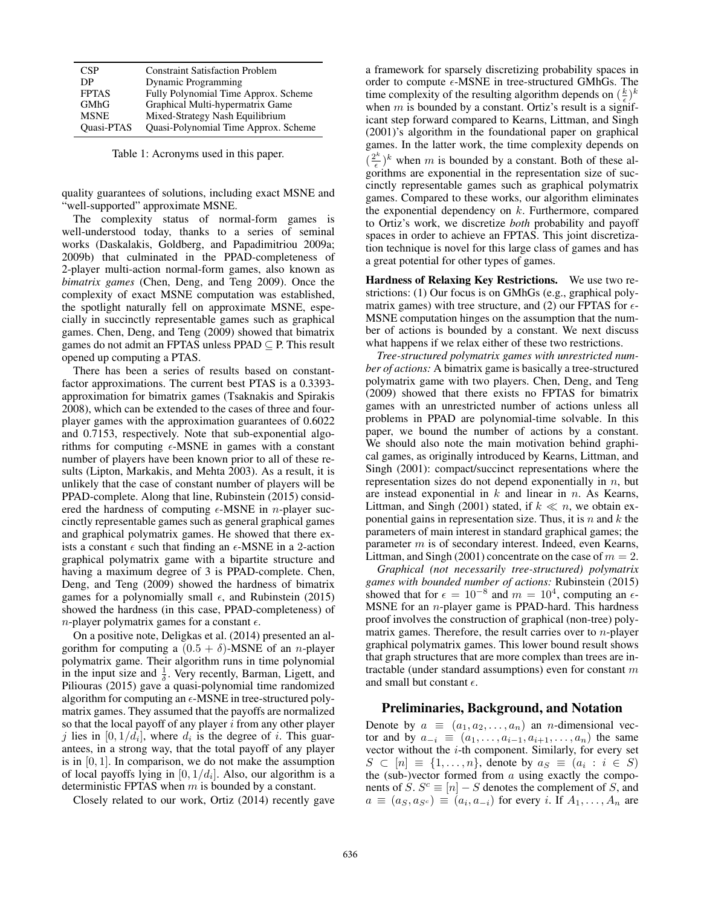| CSP | Constraint Satisfaction Problem |
| --- | --- |
| DP | Dynamic Programming |
| FPTAS | Fully Polynomial Time Approx. Scheme |
| GMhG | Graphical Multi-hypermatrix Game |
| MSNE | Mixed-Strategy Nash Equilibrium |
| Quasi-PTAS | Quasi-Polynomial Time Approx. Scheme |

Table 1: Acronyms used in this paper.

quality guarantees of solutions, including exact MSNE and "well-supported" approximate MSNE.

The complexity status of normal-form games is well-understood today, thanks to a series of seminal works (Daskalakis, Goldberg, and Papadimitriou 2009a; 2009b) that culminated in the PPAD-completeness of 2-player multi-action normal-form games, also known as *bimatrix games* (Chen, Deng, and Teng 2009). Once the complexity of exact MSNE computation was established, the spotlight naturally fell on approximate MSNE, especially in succinctly representable games such as graphical games. Chen, Deng, and Teng (2009) showed that bimatrix games do not admit an FPTAS unless PPAD $\subseteq$ P. This result opened up computing a PTAS.

There has been a series of results based on constant-factor approximations. The current best PTAS is a 0.3393-approximation for bimatrix games (Tsaknakis and Spirakis 2008), which can be extended to the cases of three and four-player games with the approximation guarantees of 0.6022 and 0.7153, respectively. Note that sub-exponential algorithms for computing $\epsilon$-MSNE in games with a constant number of players have been known prior to all of these results (Lipton, Markakis, and Mehta 2003). As a result, it is unlikely that the case of constant number of players will be PPAD-complete. Along that line, Rubinstein (2015) considered the hardness of computing $\epsilon$-MSNE in $n$-player succinctly representable games such as general graphical games and graphical polymatrix games. He showed that there exists a constant $\epsilon$ such that finding an $\epsilon$-MSNE in a 2-action graphical polymatrix game with a bipartite structure and having a maximum degree of 3 is PPAD-complete. Chen, Deng, and Teng (2009) showed the hardness of bimatrix games for a polynomially small $\epsilon$, and Rubinstein (2015) showed the hardness (in this case, PPAD-completeness) of $n$-player polymatrix games for a constant $\epsilon$.

On a positive note, Deligkas et al. (2014) presented an algorithm for computing a $(0.5 + \delta)$-MSNE of an $n$-player polymatrix game. Their algorithm runs in time polynomial in the input size and $\frac{1}{\delta}$. Very recently, Barman, Ligett, and Piliouras (2015) gave a quasi-polynomial time randomized algorithm for computing an $\epsilon$-MSNE in tree-structured polymatrix games. They assumed that the payoffs are normalized so that the local payoff of any player $i$ from any other player $j$ lies in $[0, 1/d_i]$, where $d_i$ is the degree of $i$. This guarantees, in a strong way, that the total payoff of any player is in $[0, 1]$. In comparison, we do not make the assumption of local payoffs lying in $[0, 1/d_i]$. Also, our algorithm is a deterministic FPTAS when $m$ is bounded by a constant.

Closely related to our work, Ortiz (2014) recently gave a framework for sparsely discretizing probability spaces in order to compute $\epsilon$-MSNE in tree-structured GMhGs. The time complexity of the resulting algorithm depends on $(\frac{k}{\epsilon})^k$ when $m$ is bounded by a constant. Ortiz's result is a significant step forward compared to Kearns, Littman, and Singh (2001)'s algorithm in the foundational paper on graphical games. In the latter work, the time complexity depends on $(\frac{2^k}{\epsilon})^k$ when $m$ is bounded by a constant. Both of these algorithms are exponential in the representation size of succinctly representable games such as graphical polymatrix games. Compared to these works, our algorithm eliminates the exponential dependency on $k$. Furthermore, compared to Ortiz's work, we discretize *both* probability and payoff spaces in order to achieve an FPTAS. This joint discretization technique is novel for this large class of games and has a great potential for other types of games.

**Hardness of Relaxing Key Restrictions.** We use two restrictions: (1) Our focus is on GMhGs (e.g., graphical polymatrix games) with tree structure, and (2) our FPTAS for $\epsilon$-MSNE computation hinges on the assumption that the number of actions is bounded by a constant. We next discuss what happens if we relax either of these two restrictions.

*Tree-structured polymatrix games with unrestricted number of actions:* A bimatrix game is basically a tree-structured polymatrix game with two players. Chen, Deng, and Teng (2009) showed that there exists no FPTAS for bimatrix games with an unrestricted number of actions unless all problems in PPAD are polynomial-time solvable. In this paper, we bound the number of actions by a constant. We should also note the main motivation behind graphical games, as originally introduced by Kearns, Littman, and Singh (2001): compact/succinct representations where the representation sizes do not depend exponentially in $n$, but are instead exponential in $k$ and linear in $n$. As Kearns, Littman, and Singh (2001) stated, if $k \ll n$, we obtain exponential gains in representation size. Thus, it is $n$ and $k$ the parameters of main interest in standard graphical games; the parameter $m$ is of secondary interest. Indeed, even Kearns, Littman, and Singh (2001) concentrate on the case of $m = 2$.

*Graphical (not necessarily tree-structured) polymatrix games with bounded number of actions:* Rubinstein (2015) showed that for $\epsilon = 10^{-8}$ and $m = 10^4$, computing an $\epsilon$-MSNE for an $n$-player game is PPAD-hard. This hardness proof involves the construction of graphical (non-tree) polymatrix games. Therefore, the result carries over to $n$-player graphical polymatrix games. This lower bound result shows that graph structures that are more complex than trees are intractable (under standard assumptions) even for constant $m$ and small but constant $\epsilon$.

## Preliminaries, Background, and Notation

Denote by $a \equiv (a_1, a_2, \ldots, a_n)$ an $n$-dimensional vector and by $a_{-i} \equiv (a_1, \ldots, a_{i-1}, a_{i+1}, \ldots, a_n)$ the same vector without the $i$-th component. Similarly, for every set $S \subset [n] \equiv \{1, \ldots, n\}$, denote by $a_S \equiv (a_i : i \in S)$ the (sub-)vector formed from $a$ using exactly the components of $S$. $S^c \equiv [n] - S$ denotes the complement of $S$, and $a \equiv (a_S, a_{S^c}) \equiv (a_i, a_{-i})$ for every $i$. If $A_1, \ldots, A_n$ are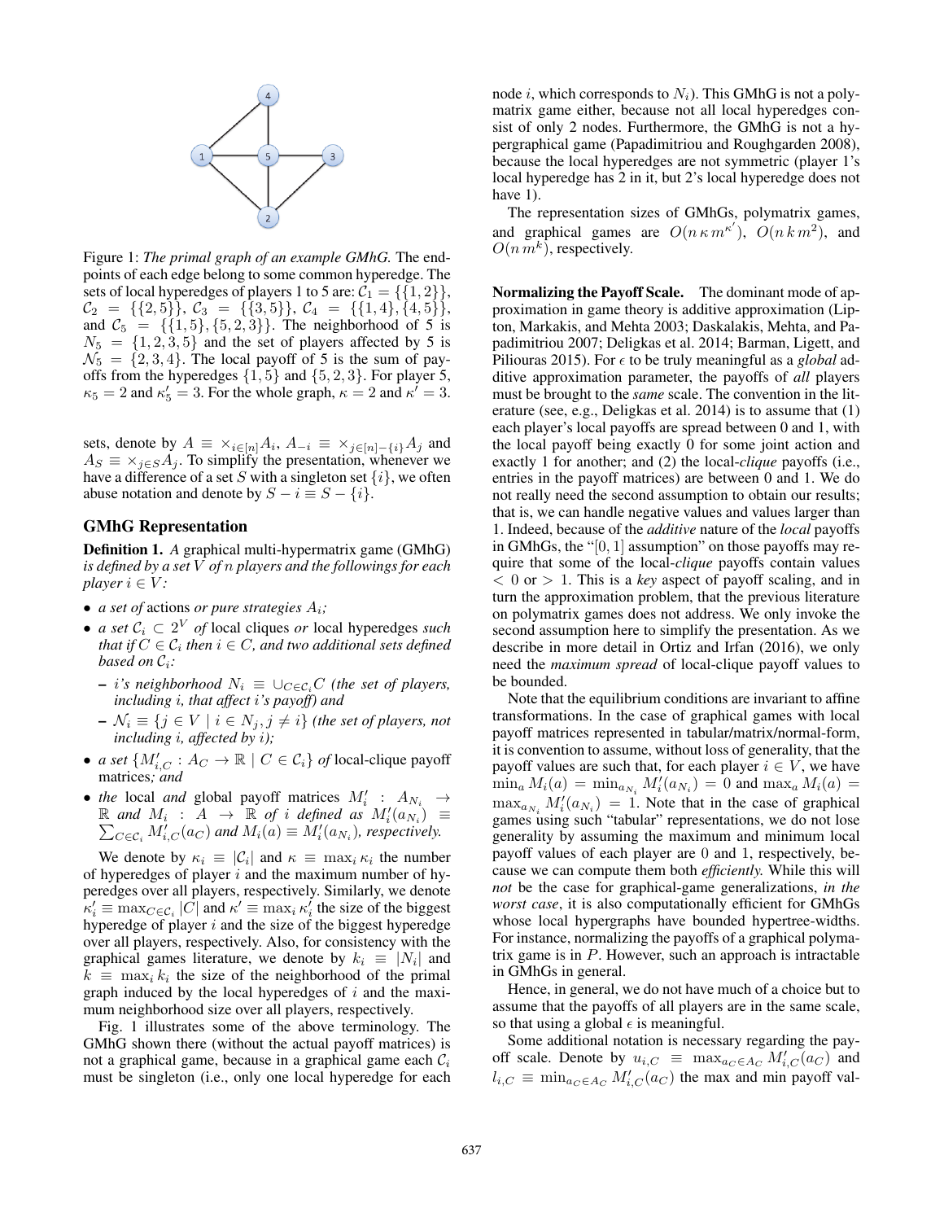Figure 1: *The primal graph of an example GMhG.* The endpoints of each edge belong to some common hyperedge. The sets of local hyperedges of players 1 to 5 are: $\mathcal{C}_1 = \{\{1,2\}\}$, $\mathcal{C}_2 = \{\{2,5\}\}$, $\mathcal{C}_3 = \{\{3,5\}\}$, $\mathcal{C}_4 = \{\{1,4\},\{4,5\}\}$, and $\mathcal{C}_5 = \{\{1,5\},\{5,2,3\}\}$. The neighborhood of 5 is $N_5 = \{1,2,3,5\}$ and the set of players affected by 5 is $\mathcal{N}_5 = \{2,3,4\}$. The local payoff of 5 is the sum of payoffs from the hyperedges $\{1,5\}$ and $\{5,2,3\}$. For player 5, $\kappa_5 = 2$ and $\kappa'_5 = 3$. For the whole graph, $\kappa = 2$ and $\kappa' = 3$.

sets, denote by $A \equiv \times_{i \in [n]} A_i$, $A_{-i} \equiv \times_{j \in [n]-\{i\}} A_j$ and $A_S \equiv \times_{j \in S} A_j$. To simplify the presentation, whenever we have a difference of a set $S$ with a singleton set $\{i\}$, we often abuse notation and denote by $S - i \equiv S - \{i\}$.

## GMhG Representation

**Definition 1.** *A* graphical multi-hypermatrix game (GMhG) *is defined by a set $V$ of $n$ players and the followings for each player $i \in V$:*

- *a set of* actions *or pure strategies $A_i$;*
- *a set $\mathcal{C}_i \subset 2^V$ of* local cliques *or* local hyperedges *such that if $C \in \mathcal{C}_i$ then $i \in C$, and two additional sets defined based on $\mathcal{C}_i$:*
  - *$i$'s neighborhood $N_i \equiv \cup_{C \in \mathcal{C}_i} C$ (the set of players, including $i$, that affect $i$'s payoff) and*
  - *$\mathcal{N}_i \equiv \{j \in V \mid i \in N_j, j \neq i\}$ (the set of players, not including $i$, affected by $i$);*
- *a set $\{M'_{i,C} : A_C \to \mathbb{R} \mid C \in \mathcal{C}_i\}$ of* local-clique payoff matrices*; and*
- *the* local *and* global payoff matrices *$M'_i : A_{N_i} \to \mathbb{R}$ and $M_i : A \to \mathbb{R}$ of $i$ defined as $M'_i(a_{N_i}) \equiv \sum_{C \in \mathcal{C}_i} M'_{i,C}(a_C)$ and $M_i(a) \equiv M'_i(a_{N_i})$, respectively.*

We denote by $\kappa_i \equiv |\mathcal{C}_i|$ and $\kappa \equiv \max_i \kappa_i$ the number of hyperedges of player $i$ and the maximum number of hyperedges over all players, respectively. Similarly, we denote $\kappa'_i \equiv \max_{C \in \mathcal{C}_i} |C|$ and $\kappa' \equiv \max_i \kappa'_i$ the size of the biggest hyperedge of player $i$ and the size of the biggest hyperedge over all players, respectively. Also, for consistency with the graphical games literature, we denote by $k_i \equiv |N_i|$ and $k \equiv \max_i k_i$ the size of the neighborhood of the primal graph induced by the local hyperedges of $i$ and the maximum neighborhood size over all players, respectively.

Fig. 1 illustrates some of the above terminology. The GMhG shown there (without the actual payoff matrices) is not a graphical game, because in a graphical game each $\mathcal{C}_i$ must be singleton (i.e., only one local hyperedge for each node $i$, which corresponds to $N_i$). This GMhG is not a polymatrix game either, because not all local hyperedges consist of only 2 nodes. Furthermore, the GMhG is not a hypergraphical game (Papadimitriou and Roughgarden 2008), because the local hyperedges are not symmetric (player 1's local hyperedge has 2 in it, but 2's local hyperedge does not have 1).

The representation sizes of GMhGs, polymatrix games, and graphical games are $O(n\,\kappa\,m^{\kappa'})$, $O(n\,k\,m^2)$, and $O(n\,m^k)$, respectively.

**Normalizing the Payoff Scale.** The dominant mode of approximation in game theory is additive approximation (Lipton, Markakis, and Mehta 2003; Daskalakis, Mehta, and Papadimitriou 2007; Deligkas et al. 2014; Barman, Ligett, and Piliouras 2015). For $\epsilon$ to be truly meaningful as a *global* additive approximation parameter, the payoffs of *all* players must be brought to the *same* scale. The convention in the literature (see, e.g., Deligkas et al. 2014) is to assume that (1) each player's local payoffs are spread between 0 and 1, with the local payoff being exactly 0 for some joint action and exactly 1 for another; and (2) the local-*clique* payoffs (i.e., entries in the payoff matrices) are between 0 and 1. We do not really need the second assumption to obtain our results; that is, we can handle negative values and values larger than 1. Indeed, because of the *additive* nature of the *local* payoffs in GMhGs, the "$[0,1]$ assumption" on those payoffs may require that some of the local-*clique* payoffs contain values $< 0$ or $> 1$. This is a *key* aspect of payoff scaling, and in turn the approximation problem, that the previous literature on polymatrix games does not address. We only invoke the second assumption here to simplify the presentation. As we describe in more detail in Ortiz and Irfan (2016), we only need the *maximum spread* of local-clique payoff values to be bounded.

Note that the equilibrium conditions are invariant to affine transformations. In the case of graphical games with local payoff matrices represented in tabular/matrix/normal-form, it is convention to assume, without loss of generality, that the payoff values are such that, for each player $i \in V$, we have $\min_a M_i(a) = \min_{a_{N_i}} M'_i(a_{N_i}) = 0$ and $\max_a M_i(a) = \max_{a_{N_i}} M'_i(a_{N_i}) = 1$. Note that in the case of graphical games using such "tabular" representations, we do not lose generality by assuming the maximum and minimum local payoff values of each player are 0 and 1, respectively, because we can compute them both *efficiently*. While this will *not* be the case for graphical-game generalizations, *in the worst case*, it is also computationally efficient for GMhGs whose local hypergraphs have bounded hypertree-widths. For instance, normalizing the payoffs of a graphical polymatrix game is in $P$. However, such an approach is intractable in GMhGs in general.

Hence, in general, we do not have much of a choice but to assume that the payoffs of all players are in the same scale, so that using a global $\epsilon$ is meaningful.

Some additional notation is necessary regarding the payoff scale. Denote by $u_{i,C} \equiv \max_{a_C \in A_C} M'_{i,C}(a_C)$ and $l_{i,C} \equiv \min_{a_C \in A_C} M'_{i,C}(a_C)$ the max and min payoff val-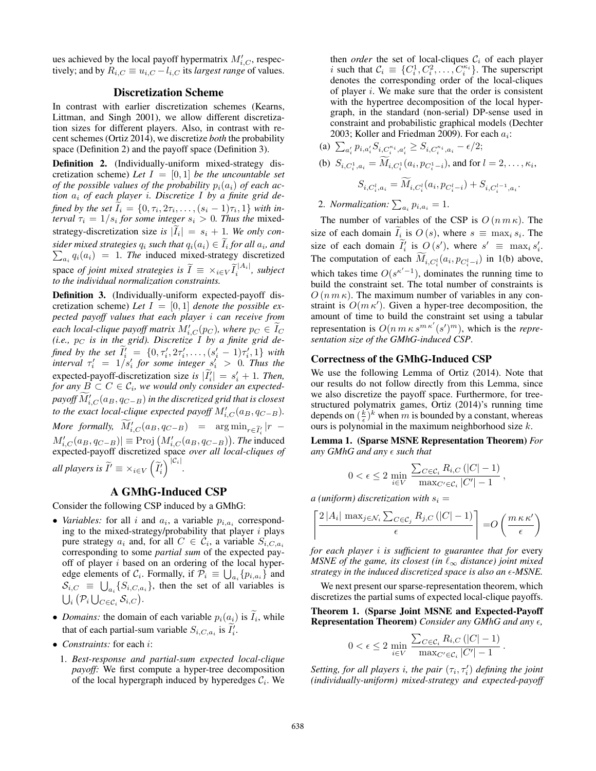ues achieved by the local payoff hypermatrix $M'_{i,C}$, respectively; and by $R_{i,C} \equiv u_{i,C} - l_{i,C}$ its *largest range* of values.

## Discretization Scheme

In contrast with earlier discretization schemes (Kearns, Littman, and Singh 2001), we allow different discretization sizes for different players. Also, in contrast with recent schemes (Ortiz 2014), we discretize *both* the probability space (Definition 2) and the payoff space (Definition 3).

**Definition 2.** (Individually-uniform mixed-strategy discretization scheme) *Let $I = [0, 1]$ be the uncountable set of the possible values of the probability $p_i(a_i)$ of each action $a_i$ of each player $i$. Discretize $I$ by a finite grid defined by the set $\widetilde{I}_i = \{0, \tau_i, 2\tau_i, \ldots, (s_i - 1)\tau_i, 1\}$ with interval $\tau_i = 1/s_i$ for some integer $s_i > 0$. Thus the* mixed-strategy-discretization size *is $|\widetilde{I}_i| = s_i + 1$. We only consider mixed strategies $q_i$ such that $q_i(a_i) \in \widetilde{I}_i$ for all $a_i$, and $\sum_{a_i} q_i(a_i) = 1$. The* induced mixed-strategy discretized space *of joint mixed strategies is $\widetilde{I} \equiv \times_{i \in V} \widetilde{I}_i^{|A_i|}$, subject to the individual normalization constraints.*

**Definition 3.** (Individually-uniform expected-payoff discretization scheme) *Let $I = [0, 1]$ denote the possible expected payoff values that each player $i$ can receive from each local-clique payoff matrix $M'_{i,C}(p_C)$, where $p_C \in \widetilde{I}_C$ (i.e., $p_C$ is in the grid). Discretize $I$ by a finite grid defined by the set $\widetilde{I}'_i = \{0, \tau'_i, 2\tau'_i, \ldots, (s'_i - 1)\tau'_i, 1\}$ with interval $\tau'_i = 1/s'_i$ for some integer $s'_i > 0$. Thus the* expected-payoff-discretization size *is $|\widetilde{I}'_i| = s'_i + 1$. Then, for any $B \subset C \in \mathcal{C}_i$, we would only consider an expected-payoff $\widetilde{M}'_{i,C}(a_B, q_{C-B})$ in the discretized grid that is closest to the exact local-clique expected payoff $M'_{i,C}(a_B, q_{C-B})$. More formally, $\widetilde{M}'_{i,C}(a_B, q_{C-B}) = \arg\min_{r \in \widetilde{I}'_i} |r - M'_{i,C}(a_B, q_{C-B})| \equiv \mathrm{Proj}\left(M'_{i,C}(a_B, q_{C-B})\right)$. The* induced expected-payoff discretized space *over all local-cliques of all players is $\widetilde{I}' \equiv \times_{i \in V} \left(\widetilde{I}'_i\right)^{|\mathcal{C}_i|}$.*

## A GMhG-Induced CSP

Consider the following CSP induced by a GMhG:

- *Variables:* for all $i$ and $a_i$, a variable $p_{i,a_i}$ corresponding to the mixed-strategy/probability that player $i$ plays pure strategy $a_i$ and, for all $C \in \mathcal{C}_i$, a variable $S_{i,C,a_i}$ corresponding to some *partial sum* of the expected payoff of player $i$ based on an ordering of the local hyperedge elements of $\mathcal{C}_i$. Formally, if $\mathcal{P}_i \equiv \bigcup_{a_i}\{p_{i,a_i}\}$ and $\mathcal{S}_{i,C} \equiv \bigcup_{a_i}\{S_{i,C,a_i}\}$, then the set of all variables is $\bigcup_i \left(\mathcal{P}_i \bigcup_{C \in \mathcal{C}_i} \mathcal{S}_{i,C}\right)$.
- *Domains:* the domain of each variable $p_i(a_i)$ is $\widetilde{I}_i$, while that of each partial-sum variable $S_{i,C,a_i}$ is $\widetilde{I}'_i$.
- *Constraints:* for each $i$:
  1. *Best-response and partial-sum expected local-clique payoff:* We first compute a hyper-tree decomposition of the local hypergraph induced by hyperedges $\mathcal{C}_i$. We then *order* the set of local-cliques $\mathcal{C}_i$ of each player $i$ such that $\mathcal{C}_i \equiv \{C_i^1, C_i^2, \ldots, C_i^{\kappa_i}\}$. The superscript denotes the corresponding order of the local-cliques of player $i$. We make sure that the order is consistent with the hypertree decomposition of the local hypergraph, in the standard (non-serial) DP-sense used in constraint and probabilistic graphical models (Dechter 2003; Koller and Friedman 2009). For each $a_i$:
     (a) $\sum_{a'_i} p_{i,a'_i} S_{i,C_i^{\kappa_i},a'_i} \geq S_{i,C_i^{\kappa_i},a_i} - \epsilon/2$;
     (b) $S_{i,C_i^1,a_i} = \widetilde{M}_{i,C_i^1}(a_i, p_{C_i^1 - i})$, and for $l = 2, \ldots, \kappa_i$,
     $$S_{i,C_i^l,a_i} = \widetilde{M}_{i,C_i^l}(a_i, p_{C_i^l - i}) + S_{i,C_i^{l-1},a_i}.$$
  2. *Normalization:* $\sum_{a_i} p_{i,a_i} = 1$.

The number of variables of the CSP is $O(n\, m\, \kappa)$. The size of each domain $\widetilde{I}_i$ is $O(s)$, where $s \equiv \max_i s_i$. The size of each domain $\widetilde{I}'_i$ is $O(s')$, where $s' \equiv \max_i s'_i$. The computation of each $\widetilde{M}_{i,C_i^l}(a_i, p_{C_i^l - i})$ in 1(b) above, which takes time $O(s^{\kappa' - 1})$, dominates the running time to build the constraint set. The total number of constraints is $O(n\, m\, \kappa)$. The maximum number of variables in any constraint is $O(m\, \kappa')$. Given a hyper-tree decomposition, the amount of time to build the constraint set using a tabular representation is $O(n\, m\, \kappa\, s^{m\, \kappa'} (s')^m)$, which is the *representation size of the GMhG-induced CSP*.

### Correctness of the GMhG-Induced CSP

We use the following Lemma of Ortiz (2014). Note that our results do not follow directly from this Lemma, since we also discretize the payoff space. Furthermore, for tree-structured polymatrix games, Ortiz (2014)'s running time depends on $(\frac{k}{\epsilon})^k$ when $m$ is bounded by a constant, whereas ours is polynomial in the maximum neighborhood size $k$.

**Lemma 1. (Sparse MSNE Representation Theorem)** *For any GMhG and any $\epsilon$ such that*

$$0 < \epsilon \leq 2 \min_{i \in V} \frac{\sum_{C \in \mathcal{C}_i} R_{i,C}\,(|C| - 1)}{\max_{C' \in \mathcal{C}_i} |C'| - 1},$$

*a (uniform) discretization with $s_i =$*

$$\left\lceil \frac{2\,|A_i|\, \max_{j \in \mathcal{N}_i} \sum_{C \in \mathcal{C}_j} R_{j,C}\,(|C| - 1)}{\epsilon} \right\rceil = O\left(\frac{m\, \kappa\, \kappa'}{\epsilon}\right)$$

*for each player $i$ is sufficient to guarantee that for* every *MSNE of the game, its closest (in $\ell_\infty$ distance) joint mixed strategy in the induced discretized space is also an $\epsilon$-MSNE.*

We next present our sparse-representation theorem, which discretizes the partial sums of expected local-clique payoffs.

**Theorem 1. (Sparse Joint MSNE and Expected-Payoff Representation Theorem)** *Consider any GMhG and any $\epsilon$,*

$$0 < \epsilon \leq 2 \min_{i \in V} \frac{\sum_{C \in \mathcal{C}_i} R_{i,C}\,(|C| - 1)}{\max_{C' \in \mathcal{C}_i} |C'| - 1}.$$

*Setting, for all players $i$, the pair $(\tau_i, \tau'_i)$ defining the joint (individually-uniform) mixed-strategy and expected-payoff*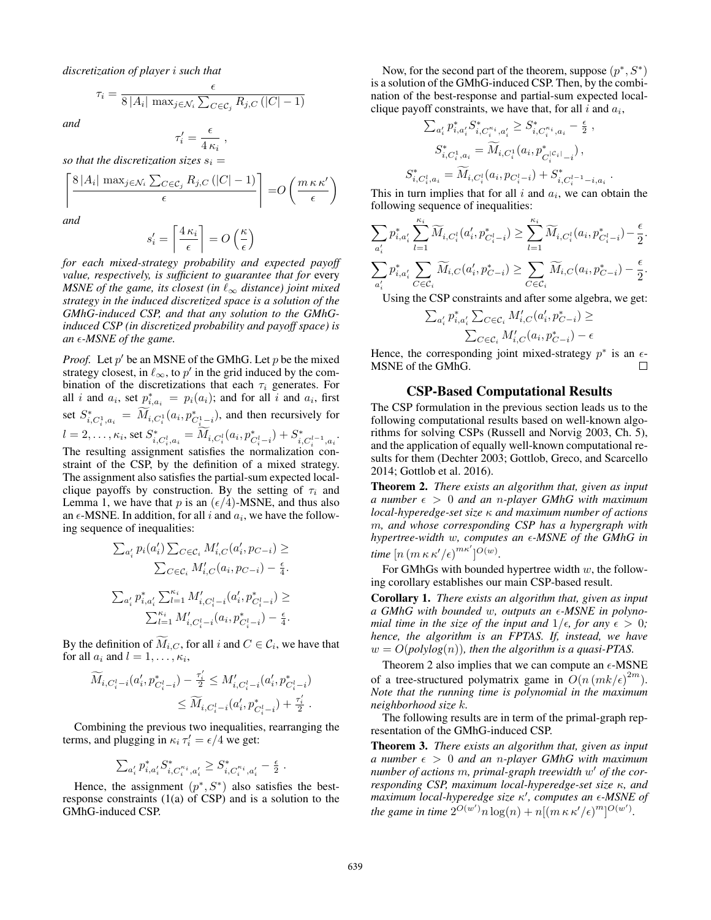*discretization of player $i$ such that*

$$\tau_i = \frac{\epsilon}{8\,|A_i|\,\max_{j\in\mathcal{N}_i}\sum_{C\in\mathcal{C}_j} R_{j,C}\,(|C|-1)}$$

*and*

$$\tau_i' = \frac{\epsilon}{4\,\kappa_i}\ ,$$

*so that the discretization sizes $s_i =$*

$$\left\lceil \frac{8\,|A_i|\,\max_{j\in\mathcal{N}_i}\sum_{C\in\mathcal{C}_j} R_{j,C}\,(|C|-1)}{\epsilon} \right\rceil = O\left(\frac{m\,\kappa\,\kappa'}{\epsilon}\right)$$

*and*

$$s_i' = \left\lceil \frac{4\,\kappa_i}{\epsilon} \right\rceil = O\left(\frac{\kappa}{\epsilon}\right)$$

*for each mixed-strategy probability and expected payoff value, respectively, is sufficient to guarantee that for* every *MSNE of the game, its closest (in $\ell_\infty$ distance) joint mixed strategy in the induced discretized space is a solution of the GMhG-induced CSP, and that any solution to the GMhG-induced CSP (in discretized probability and payoff space) is an $\epsilon$-MSNE of the game.*

*Proof.* Let $p'$ be an MSNE of the GMhG. Let $p$ be the mixed strategy closest, in $\ell_\infty$, to $p'$ in the grid induced by the combination of the discretizations that each $\tau_i$ generates. For all $i$ and $a_i$, set $p^*_{i,a_i} = p_i(a_i)$; and for all $i$ and $a_i$, first set $S^*_{i,C_i^1,a_i} = \widetilde{M}_{i,C_i^1}(a_i, p^*_{C_i^1-i})$, and then recursively for $l = 2,\ldots,\kappa_i$, set $S^*_{i,C_i^l,a_i} = \widetilde{M}_{i,C_i^l}(a_i, p^*_{C_i^l-i}) + S^*_{i,C_i^{l-1},a_i}$. The resulting assignment satisfies the normalization constraint of the CSP, by the definition of a mixed strategy. The assignment also satisfies the partial-sum expected local-clique payoffs by construction. By the setting of $\tau_i$ and Lemma 1, we have that $p$ is an $(\epsilon/4)$-MSNE, and thus also an $\epsilon$-MSNE. In addition, for all $i$ and $a_i$, we have the following sequence of inequalities:

$$\sum_{a_i'} p_i(a_i')\sum_{C\in\mathcal{C}_i} M'_{i,C}(a_i', p_{C-i}) \geq \sum_{C\in\mathcal{C}_i} M'_{i,C}(a_i, p_{C-i}) - \tfrac{\epsilon}{4}.$$

$$\sum_{a_i'} p^*_{i,a_i'}\sum_{l=1}^{\kappa_i} M'_{i,C_i^l-i}(a_i', p^*_{C_i^l-i}) \geq \sum_{l=1}^{\kappa_i} M'_{i,C_i^l-i}(a_i, p^*_{C_i^l-i}) - \tfrac{\epsilon}{4}.$$

By the definition of $\widetilde{M}_{i,C}$, for all $i$ and $C \in \mathcal{C}_i$, we have that for all $a_i$ and $l = 1,\ldots,\kappa_i$,

$$\widetilde{M}_{i,C_i^l-i}(a_i', p^*_{C_i^l-i}) - \tfrac{\tau_i'}{2} \leq M'_{i,C_i^l-i}(a_i', p^*_{C_i^l-i}) \leq \widetilde{M}_{i,C_i^l-i}(a_i', p^*_{C_i^l-i}) + \tfrac{\tau_i'}{2}\ .$$

Combining the previous two inequalities, rearranging the terms, and plugging in $\kappa_i\,\tau_i' = \epsilon/4$ we get:

$$\sum_{a_i'} p^*_{i,a_i'} S^*_{i,C_i^{\kappa_i},a_i'} \geq S^*_{i,C_i^{\kappa_i},a_i} - \tfrac{\epsilon}{2}\ .$$

Hence, the assignment $(p^*, S^*)$ also satisfies the best-response constraints (1(a) of CSP) and is a solution to the GMhG-induced CSP.

Now, for the second part of the theorem, suppose $(p^*, S^*)$ is a solution of the GMhG-induced CSP. Then, by the combination of the best-response and partial-sum expected local-clique payoff constraints, we have that, for all $i$ and $a_i$,

$$\sum_{a_i'} p^*_{i,a_i'} S^*_{i,C_i^{\kappa_i},a_i'} \geq S^*_{i,C_i^{\kappa_i},a_i} - \tfrac{\epsilon}{2}\ ,$$

$$S^*_{i,C_i^1,a_i} = \widetilde{M}_{i,C_i^1}(a_i, p^*_{C_i^{|\mathcal{C}_i|}-i})\,,$$

$$S^*_{i,C_i^l,a_i} = \widetilde{M}_{i,C_i^l}(a_i, p_{C_i^l-i}) + S^*_{i,C_i^{l-1}-i,a_i}\ .$$

This in turn implies that for all $i$ and $a_i$, we can obtain the following sequence of inequalities:

$$\sum_{a_i'} p^*_{i,a_i'}\sum_{l=1}^{\kappa_i}\widetilde{M}_{i,C_i^l}(a_i', p^*_{C_i^l-i}) \geq \sum_{l=1}^{\kappa_i}\widetilde{M}_{i,C_i^l}(a_i, p^*_{C_i^l-i}) - \frac{\epsilon}{2}.$$

$$\sum_{a_i'} p^*_{i,a_i'}\sum_{C\in\mathcal{C}_i}\widetilde{M}_{i,C}(a_i', p^*_{C-i}) \geq \sum_{C\in\mathcal{C}_i}\widetilde{M}_{i,C}(a_i, p^*_{C-i}) - \frac{\epsilon}{2}.$$

Using the CSP constraints and after some algebra, we get:

$$\sum_{a_i'} p^*_{i,a_i'}\sum_{C\in\mathcal{C}_i} M'_{i,C}(a_i', p^*_{C-i}) \geq \sum_{C\in\mathcal{C}_i} M'_{i,C}(a_i, p^*_{C-i}) - \epsilon$$

Hence, the corresponding joint mixed-strategy $p^*$ is an $\epsilon$-MSNE of the GMhG. $\square$

## CSP-Based Computational Results

The CSP formulation in the previous section leads us to the following computational results based on well-known algorithms for solving CSPs (Russell and Norvig 2003, Ch. 5), and the application of equally well-known computational results for them (Dechter 2003; Gottlob, Greco, and Scarcello 2014; Gottlob et al. 2016).

**Theorem 2.** *There exists an algorithm that, given as input a number $\epsilon > 0$ and an $n$-player GMhG with maximum local-hyperedge-set size $\kappa$ and maximum number of actions $m$, and whose corresponding CSP has a hypergraph with hypertree-width $w$, computes an $\epsilon$-MSNE of the GMhG in time $[n\,(m\,\kappa\,\kappa'/\epsilon)^{m\kappa'}]^{O(w)}$.*

For GMhGs with bounded hypertree width $w$, the following corollary establishes our main CSP-based result.

**Corollary 1.** *There exists an algorithm that, given as input a GMhG with bounded $w$, outputs an $\epsilon$-MSNE in polynomial time in the size of the input and $1/\epsilon$, for any $\epsilon > 0$; hence, the algorithm is an FPTAS. If, instead, we have $w = O(polylog(n))$, then the algorithm is a quasi-PTAS.*

Theorem 2 also implies that we can compute an $\epsilon$-MSNE of a tree-structured polymatrix game in $O(n\,(mk/\epsilon)^{2m})$. *Note that the running time is polynomial in the maximum neighborhood size $k$.*

The following results are in term of the primal-graph representation of the GMhG-induced CSP.

**Theorem 3.** *There exists an algorithm that, given as input a number $\epsilon > 0$ and an $n$-player GMhG with maximum number of actions $m$, primal-graph treewidth $w'$ of the corresponding CSP, maximum local-hyperedge-set size $\kappa$, and maximum local-hyperedge size $\kappa'$, computes an $\epsilon$-MSNE of the game in time $2^{O(w')}n\log(n) + n[(m\,\kappa\,\kappa'/\epsilon)^m]^{O(w')}$.*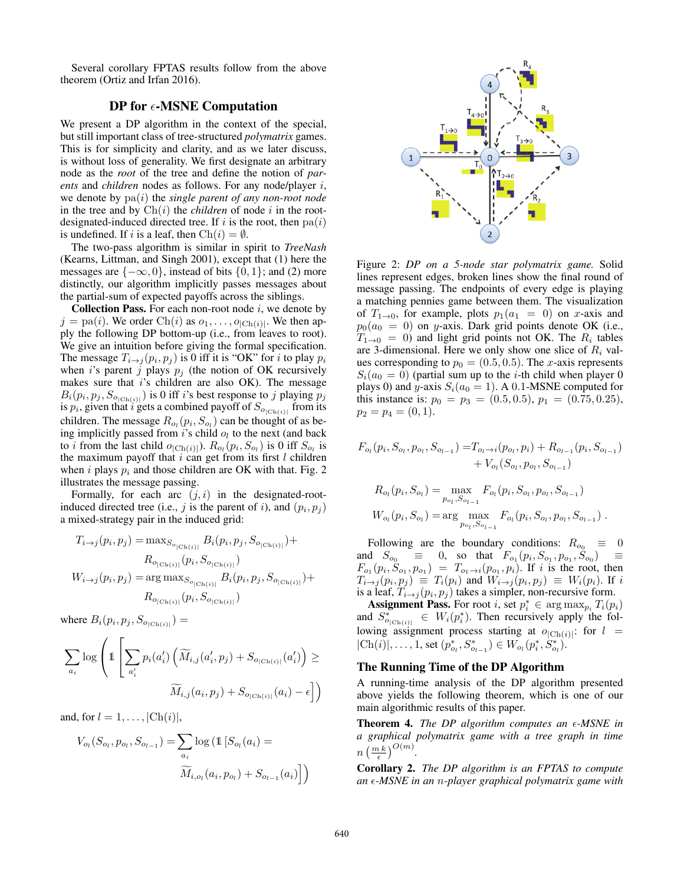Several corollary FPTAS results follow from the above theorem (Ortiz and Irfan 2016).

## DP for $\epsilon$-MSNE Computation

We present a DP algorithm in the context of the special, but still important class of tree-structured *polymatrix* games. This is for simplicity and clarity, and as we later discuss, is without loss of generality. We first designate an arbitrary node as the *root* of the tree and define the notion of *parents* and *children* nodes as follows. For any node/player $i$, we denote by $\text{pa}(i)$ the *single parent of any non-root node* in the tree and by $\text{Ch}(i)$ the *children* of node $i$ in the root-designated-induced directed tree. If $i$ is the root, then $\text{pa}(i)$ is undefined. If $i$ is a leaf, then $\text{Ch}(i) = \emptyset$.

The two-pass algorithm is similar in spirit to *TreeNash* (Kearns, Littman, and Singh 2001), except that (1) here the messages are $\{-\infty, 0\}$, instead of bits $\{0, 1\}$; and (2) more distinctly, our algorithm implicitly passes messages about the partial-sum of expected payoffs across the siblings.

**Collection Pass.** For each non-root node $i$, we denote by $j = \text{pa}(i)$. We order $\text{Ch}(i)$ as $o_1, \ldots, o_{|\text{Ch}(i)|}$. We then apply the following DP bottom-up (i.e., from leaves to root). We give an intuition before giving the formal specification. The message $T_{i \to j}(p_i, p_j)$ is 0 iff it is "OK" for $i$ to play $p_i$ when $i$'s parent $j$ plays $p_j$ (the notion of OK recursively makes sure that $i$'s children are also OK). The message $B_i(p_i, p_j, S_{o_{|\text{Ch}(i)|}})$ is 0 iff $i$'s best response to $j$ playing $p_j$ is $p_i$, given that $i$ gets a combined payoff of $S_{o_{|\text{Ch}(i)|}}$ from its children. The message $R_{o_l}(p_i, S_{o_l})$ can be thought of as being implicitly passed from $i$'s child $o_l$ to the next (and back to $i$ from the last child $o_{|\text{Ch}(i)|}$). $R_{o_l}(p_i, S_{o_l})$ is 0 iff $S_{o_l}$ is the maximum payoff that $i$ can get from its first $l$ children when $i$ plays $p_i$ and those children are OK with that. Fig. 2 illustrates the message passing.

Formally, for each arc $(j, i)$ in the designated-root-induced directed tree (i.e., $j$ is the parent of $i$), and $(p_i, p_j)$ a mixed-strategy pair in the induced grid:

$$
\begin{aligned}
T_{i \to j}(p_i, p_j) &= \max_{S_{o_{|\text{Ch}(i)|}}} B_i(p_i, p_j, S_{o_{|\text{Ch}(i)|}}) + \\
&\qquad R_{o_{|\text{Ch}(i)|}}(p_i, S_{o_{|\text{Ch}(i)|}}) \\
W_{i \to j}(p_i, p_j) &= \arg\max_{S_{o_{|\text{Ch}(i)|}}} B_i(p_i, p_j, S_{o_{|\text{Ch}(i)|}}) + \\
&\qquad R_{o_{|\text{Ch}(i)|}}(p_i, S_{o_{|\text{Ch}(i)|}})
\end{aligned}
$$

where $B_i(p_i, p_j, S_{o_{|\text{Ch}(i)|}}) =$

$$
\sum_{a_i} \log \left( \mathbb{1} \left[ \sum_{a_i'} p_i(a_i') \left( \widetilde{M}_{i,j}(a_i', p_j) + S_{o_{|\text{Ch}(i)|}}(a_i') \right) \geq \widetilde{M}_{i,j}(a_i, p_j) + S_{o_{|\text{Ch}(i)|}}(a_i) - \epsilon \right] \right)
$$

and, for $l = 1, \ldots, |\text{Ch}(i)|$,

$$
V_{o_l}(S_{o_l}, p_{o_l}, S_{o_{l-1}}) = \sum_{a_i} \log \left( \mathbb{1} \left[ S_{o_l}(a_i) = \widetilde{M}_{i,o_l}(a_i, p_{o_l}) + S_{o_{l-1}}(a_i) \right] \right)
$$

Figure 2: *DP on a 5-node star polymatrix game.* Solid lines represent edges, broken lines show the final round of message passing. The endpoints of every edge is playing a matching pennies game between them. The visualization of $T_{1 \to 0}$, for example, plots $p_1(a_1 = 0)$ on $x$-axis and $p_0(a_0 = 0)$ on $y$-axis. Dark grid points denote OK (i.e., $T_{1 \to 0} = 0$) and light grid points not OK. The $R_i$ tables are 3-dimensional. Here we only show one slice of $R_i$ values corresponding to $p_0 = (0.5, 0.5)$. The $x$-axis represents $S_i(a_0 = 0)$ (partial sum up to the $i$-th child when player 0 plays 0) and $y$-axis $S_i(a_0 = 1)$. A 0.1-MSNE computed for this instance is: $p_0 = p_3 = (0.5, 0.5)$, $p_1 = (0.75, 0.25)$, $p_2 = p_4 = (0, 1)$.

$$
\begin{aligned}
F_{o_l}(p_i, S_{o_l}, p_{o_l}, S_{o_{l-1}}) = &T_{o_l \to i}(p_{o_l}, p_i) + R_{o_{l-1}}(p_i, S_{o_{l-1}}) \\
&+ V_{o_l}(S_{o_l}, p_{o_l}, S_{o_{l-1}})
\end{aligned}
$$

$$
R_{o_l}(p_i, S_{o_l}) = \max_{p_{o_l}, S_{o_{l-1}}} F_{o_l}(p_i, S_{o_l}, p_{o_l}, S_{o_{l-1}})
$$

$$
W_{o_l}(p_i, S_{o_l}) = \arg\max_{p_{o_l}, S_{o_{l-1}}} F_{o_l}(p_i, S_{o_l}, p_{o_l}, S_{o_{l-1}}) \, .
$$

Following are the boundary conditions: $R_{o_0} \equiv 0$ and $S_{o_0} \equiv 0$, so that $F_{o_1}(p_i, S_{o_1}, p_{o_1}, S_{o_0}) \equiv F_{o_1}(p_i, S_{o_1}, p_{o_1}) = T_{o_1 \to i}(p_{o_1}, p_i)$. If $i$ is the root, then $T_{i \to j}(p_i, p_j) \equiv T_i(p_i)$ and $W_{i \to j}(p_i, p_j) \equiv W_i(p_i)$. If $i$ is a leaf, $T_{i \to j}(p_i, p_j)$ takes a simpler, non-recursive form.

**Assignment Pass.** For root $i$, set $p_i^* \in \arg\max_{p_i} T_i(p_i)$ and $S_{o_{|\text{Ch}(i)|}}^* \in W_i(p_i^*)$. Then recursively apply the following assignment process starting at $o_{|\text{Ch}(i)|}$: for $l = |\text{Ch}(i)|, \ldots, 1$, set $(p_{o_l}^*, S_{o_{l-1}}^*) \in W_{o_l}(p_i^*, S_{o_l}^*)$.

### The Running Time of the DP Algorithm

A running-time analysis of the DP algorithm presented above yields the following theorem, which is one of our main algorithmic results of this paper.

**Theorem 4.** *The DP algorithm computes an $\epsilon$-MSNE in a graphical polymatrix game with a tree graph in time $n \left( \frac{m\,k}{\epsilon} \right)^{O(m)}$.*

**Corollary 2.** *The DP algorithm is an FPTAS to compute an $\epsilon$-MSNE in an $n$-player graphical polymatrix game with*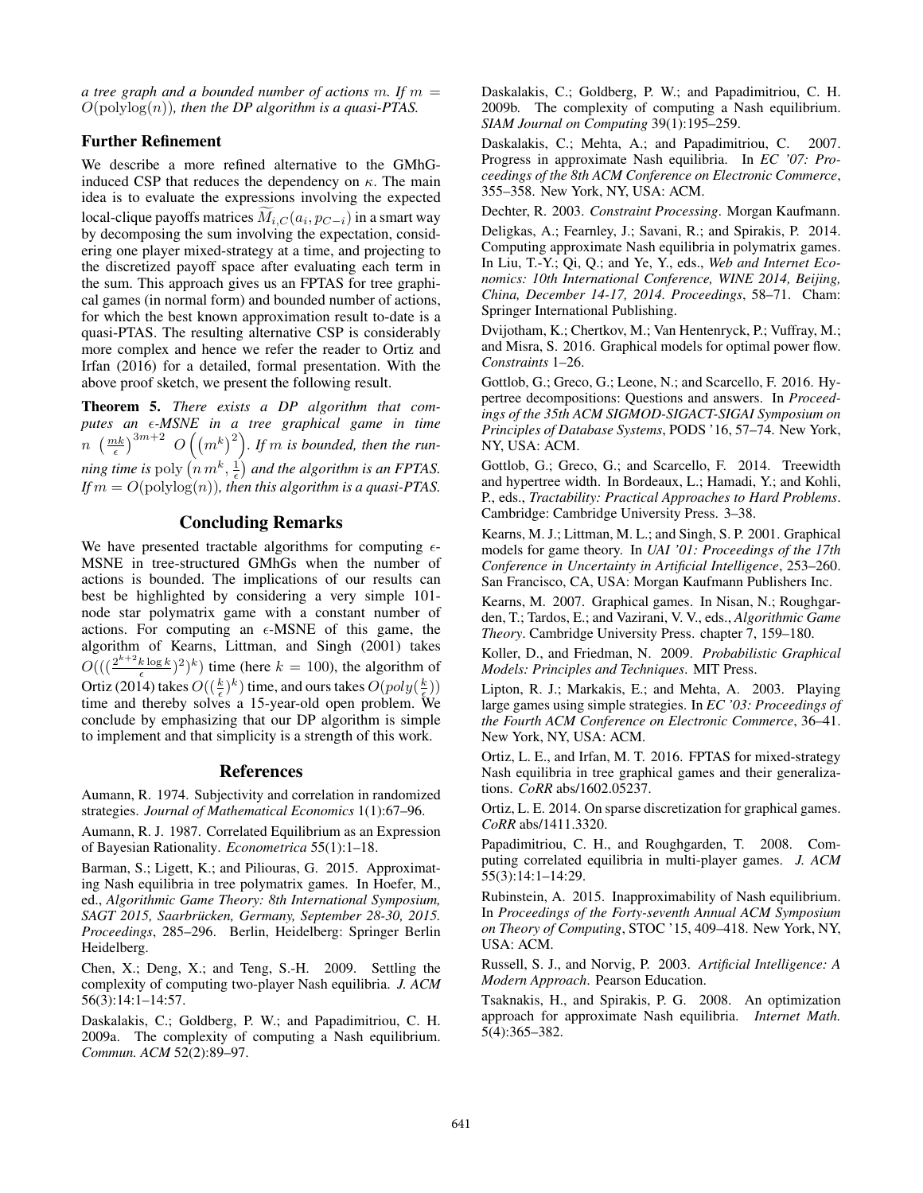*a tree graph and a bounded number of actions $m$. If $m = O(\text{polylog}(n))$, then the DP algorithm is a quasi-PTAS.*

### Further Refinement

We describe a more refined alternative to the GMhG-induced CSP that reduces the dependency on $\kappa$. The main idea is to evaluate the expressions involving the expected local-clique payoffs matrices $\widetilde{M}_{i,C}(a_i, p_{C-i})$ in a smart way by decomposing the sum involving the expectation, considering one player mixed-strategy at a time, and projecting to the discretized payoff space after evaluating each term in the sum. This approach gives us an FPTAS for tree graphical games (in normal form) and bounded number of actions, for which the best known approximation result to-date is a quasi-PTAS. The resulting alternative CSP is considerably more complex and hence we refer the reader to Ortiz and Irfan (2016) for a detailed, formal presentation. With the above proof sketch, we present the following result.

**Theorem 5.** *There exists a DP algorithm that computes an $\epsilon$-MSNE in a tree graphical game in time $n \left(\frac{mk}{\epsilon}\right)^{3m+2} O\left(\left(m^k\right)^2\right)$. If $m$ is bounded, then the running time is $\text{poly}\left(n\, m^k, \frac{1}{\epsilon}\right)$ and the algorithm is an FPTAS. If $m = O(\text{polylog}(n))$, then this algorithm is a quasi-PTAS.*

## Concluding Remarks

We have presented tractable algorithms for computing $\epsilon$-MSNE in tree-structured GMhGs when the number of actions is bounded. The implications of our results can best be highlighted by considering a very simple 101-node star polymatrix game with a constant number of actions. For computing an $\epsilon$-MSNE of this game, the algorithm of Kearns, Littman, and Singh (2001) takes $O(((\frac{2^{k+2} k \log k}{\epsilon})^2)^k)$ time (here $k = 100$), the algorithm of Ortiz (2014) takes $O((\frac{k}{\epsilon})^k)$ time, and ours takes $O(poly(\frac{k}{\epsilon}))$ time and thereby solves a 15-year-old open problem. We conclude by emphasizing that our DP algorithm is simple to implement and that simplicity is a strength of this work.

## References

Aumann, R. 1974. Subjectivity and correlation in randomized strategies. *Journal of Mathematical Economics* 1(1):67–96.

Aumann, R. J. 1987. Correlated Equilibrium as an Expression of Bayesian Rationality. *Econometrica* 55(1):1–18.

Barman, S.; Ligett, K.; and Piliouras, G. 2015. Approximating Nash equilibria in tree polymatrix games. In Hoefer, M., ed., *Algorithmic Game Theory: 8th International Symposium, SAGT 2015, Saarbrücken, Germany, September 28-30, 2015. Proceedings*, 285–296. Berlin, Heidelberg: Springer Berlin Heidelberg.

Chen, X.; Deng, X.; and Teng, S.-H. 2009. Settling the complexity of computing two-player Nash equilibria. *J. ACM* 56(3):14:1–14:57.

Daskalakis, C.; Goldberg, P. W.; and Papadimitriou, C. H. 2009a. The complexity of computing a Nash equilibrium. *Commun. ACM* 52(2):89–97.

Daskalakis, C.; Goldberg, P. W.; and Papadimitriou, C. H. 2009b. The complexity of computing a Nash equilibrium. *SIAM Journal on Computing* 39(1):195–259.

Daskalakis, C.; Mehta, A.; and Papadimitriou, C. 2007. Progress in approximate Nash equilibria. In *EC '07: Proceedings of the 8th ACM Conference on Electronic Commerce*, 355–358. New York, NY, USA: ACM.

Dechter, R. 2003. *Constraint Processing*. Morgan Kaufmann.

Deligkas, A.; Fearnley, J.; Savani, R.; and Spirakis, P. 2014. Computing approximate Nash equilibria in polymatrix games. In Liu, T.-Y.; Qi, Q.; and Ye, Y., eds., *Web and Internet Economics: 10th International Conference, WINE 2014, Beijing, China, December 14-17, 2014. Proceedings*, 58–71. Cham: Springer International Publishing.

Dvijotham, K.; Chertkov, M.; Van Hentenryck, P.; Vuffray, M.; and Misra, S. 2016. Graphical models for optimal power flow. *Constraints* 1–26.

Gottlob, G.; Greco, G.; Leone, N.; and Scarcello, F. 2016. Hypertree decompositions: Questions and answers. In *Proceedings of the 35th ACM SIGMOD-SIGACT-SIGAI Symposium on Principles of Database Systems*, PODS '16, 57–74. New York, NY, USA: ACM.

Gottlob, G.; Greco, G.; and Scarcello, F. 2014. Treewidth and hypertree width. In Bordeaux, L.; Hamadi, Y.; and Kohli, P., eds., *Tractability: Practical Approaches to Hard Problems*. Cambridge: Cambridge University Press. 3–38.

Kearns, M. J.; Littman, M. L.; and Singh, S. P. 2001. Graphical models for game theory. In *UAI '01: Proceedings of the 17th Conference in Uncertainty in Artificial Intelligence*, 253–260. San Francisco, CA, USA: Morgan Kaufmann Publishers Inc.

Kearns, M. 2007. Graphical games. In Nisan, N.; Roughgarden, T.; Tardos, E.; and Vazirani, V. V., eds., *Algorithmic Game Theory*. Cambridge University Press. chapter 7, 159–180.

Koller, D., and Friedman, N. 2009. *Probabilistic Graphical Models: Principles and Techniques*. MIT Press.

Lipton, R. J.; Markakis, E.; and Mehta, A. 2003. Playing large games using simple strategies. In *EC '03: Proceedings of the Fourth ACM Conference on Electronic Commerce*, 36–41. New York, NY, USA: ACM.

Ortiz, L. E., and Irfan, M. T. 2016. FPTAS for mixed-strategy Nash equilibria in tree graphical games and their generalizations. *CoRR* abs/1602.05237.

Ortiz, L. E. 2014. On sparse discretization for graphical games. *CoRR* abs/1411.3320.

Papadimitriou, C. H., and Roughgarden, T. 2008. Computing correlated equilibria in multi-player games. *J. ACM* 55(3):14:1–14:29.

Rubinstein, A. 2015. Inapproximability of Nash equilibrium. In *Proceedings of the Forty-seventh Annual ACM Symposium on Theory of Computing*, STOC '15, 409–418. New York, NY, USA: ACM.

Russell, S. J., and Norvig, P. 2003. *Artificial Intelligence: A Modern Approach*. Pearson Education.

Tsaknakis, H., and Spirakis, P. G. 2008. An optimization approach for approximate Nash equilibria. *Internet Math.* 5(4):365–382.